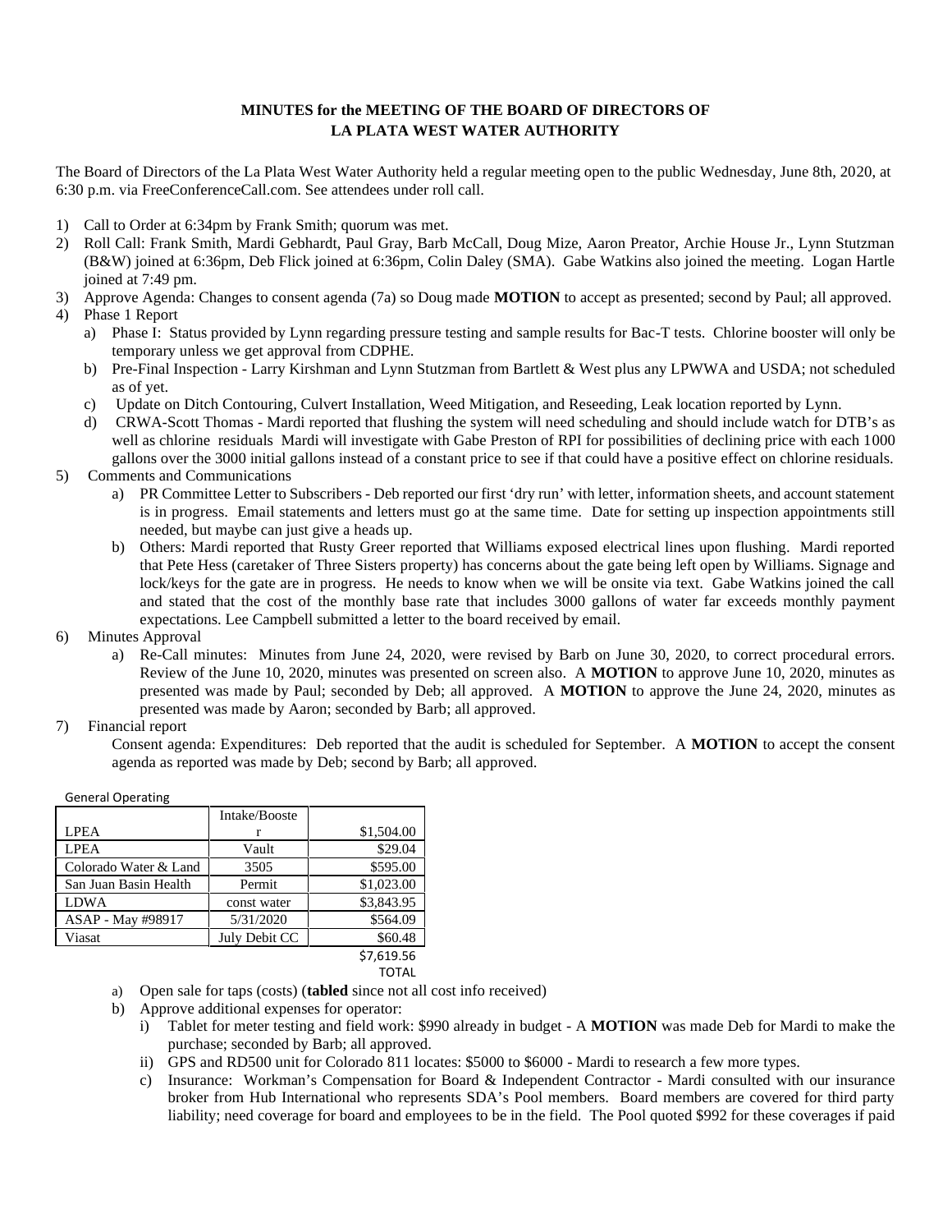**MINUTES for the MEETING OF THE BOARD OF DIRECTORS OF LA PLATA WEST WATER AUTHORITY**

The Board of Directors of the La Plata West Water Authority held a regular meeting open to the public Wednesday, June 8th, 2020, at 6:30 p.m. via FreeConferenceCall.com. See attendees under roll call.

1) Call to Order at 6:34pm by Frank Smith; quorum was met.
2) Roll Call: Frank Smith, Mardi Gebhardt, Paul Gray, Barb McCall, Doug Mize, Aaron Preator, Archie House Jr., Lynn Stutzman (B&W) joined at 6:36pm, Deb Flick joined at 6:36pm, Colin Daley (SMA). Gabe Watkins also joined the meeting. Logan Hartle joined at 7:49 pm.
3) Approve Agenda: Changes to consent agenda (7a) so Doug made **MOTION** to accept as presented; second by Paul; all approved.
4) Phase 1 Report
   a) Phase I: Status provided by Lynn regarding pressure testing and sample results for Bac-T tests. Chlorine booster will only be temporary unless we get approval from CDPHE.
   b) Pre-Final Inspection - Larry Kirshman and Lynn Stutzman from Bartlett & West plus any LPWWA and USDA; not scheduled as of yet.
   c) Update on Ditch Contouring, Culvert Installation, Weed Mitigation, and Reseeding, Leak location reported by Lynn.
   d) CRWA-Scott Thomas - Mardi reported that flushing the system will need scheduling and should include watch for DTB's as well as chlorine residuals Mardi will investigate with Gabe Preston of RPI for possibilities of declining price with each 1000 gallons over the 3000 initial gallons instead of a constant price to see if that could have a positive effect on chlorine residuals.
5) Comments and Communications
   a) PR Committee Letter to Subscribers - Deb reported our first 'dry run' with letter, information sheets, and account statement is in progress. Email statements and letters must go at the same time. Date for setting up inspection appointments still needed, but maybe can just give a heads up.
   b) Others: Mardi reported that Rusty Greer reported that Williams exposed electrical lines upon flushing. Mardi reported that Pete Hess (caretaker of Three Sisters property) has concerns about the gate being left open by Williams. Signage and lock/keys for the gate are in progress. He needs to know when we will be onsite via text. Gabe Watkins joined the call and stated that the cost of the monthly base rate that includes 3000 gallons of water far exceeds monthly payment expectations. Lee Campbell submitted a letter to the board received by email.
6) Minutes Approval
   a) Re-Call minutes: Minutes from June 24, 2020, were revised by Barb on June 30, 2020, to correct procedural errors. Review of the June 10, 2020, minutes was presented on screen also. A **MOTION** to approve June 10, 2020, minutes as presented was made by Paul; seconded by Deb; all approved. A **MOTION** to approve the June 24, 2020, minutes as presented was made by Aaron; seconded by Barb; all approved.
7) Financial report

   Consent agenda: Expenditures: Deb reported that the audit is scheduled for September. A **MOTION** to accept the consent agenda as reported was made by Deb; second by Barb; all approved.

General Operating

| | | |
|---|---|---|
| LPEA | Intake/Booster | $1,504.00 |
| LPEA | Vault | $29.04 |
| Colorado Water & Land | 3505 | $595.00 |
| San Juan Basin Health | Permit | $1,023.00 |
| LDWA | const water | $3,843.95 |
| ASAP - May #98917 | 5/31/2020 | $564.09 |
| Viasat | July Debit CC | $60.48 |
| | | $7,619.56 TOTAL |

   a) Open sale for taps (costs) (**tabled** since not all cost info received)
   b) Approve additional expenses for operator:
      i) Tablet for meter testing and field work: $990 already in budget - A **MOTION** was made Deb for Mardi to make the purchase; seconded by Barb; all approved.
      ii) GPS and RD500 unit for Colorado 811 locates: $5000 to $6000 - Mardi to research a few more types.
   c) Insurance: Workman's Compensation for Board & Independent Contractor - Mardi consulted with our insurance broker from Hub International who represents SDA's Pool members. Board members are covered for third party liability; need coverage for board and employees to be in the field. The Pool quoted $992 for these coverages if paid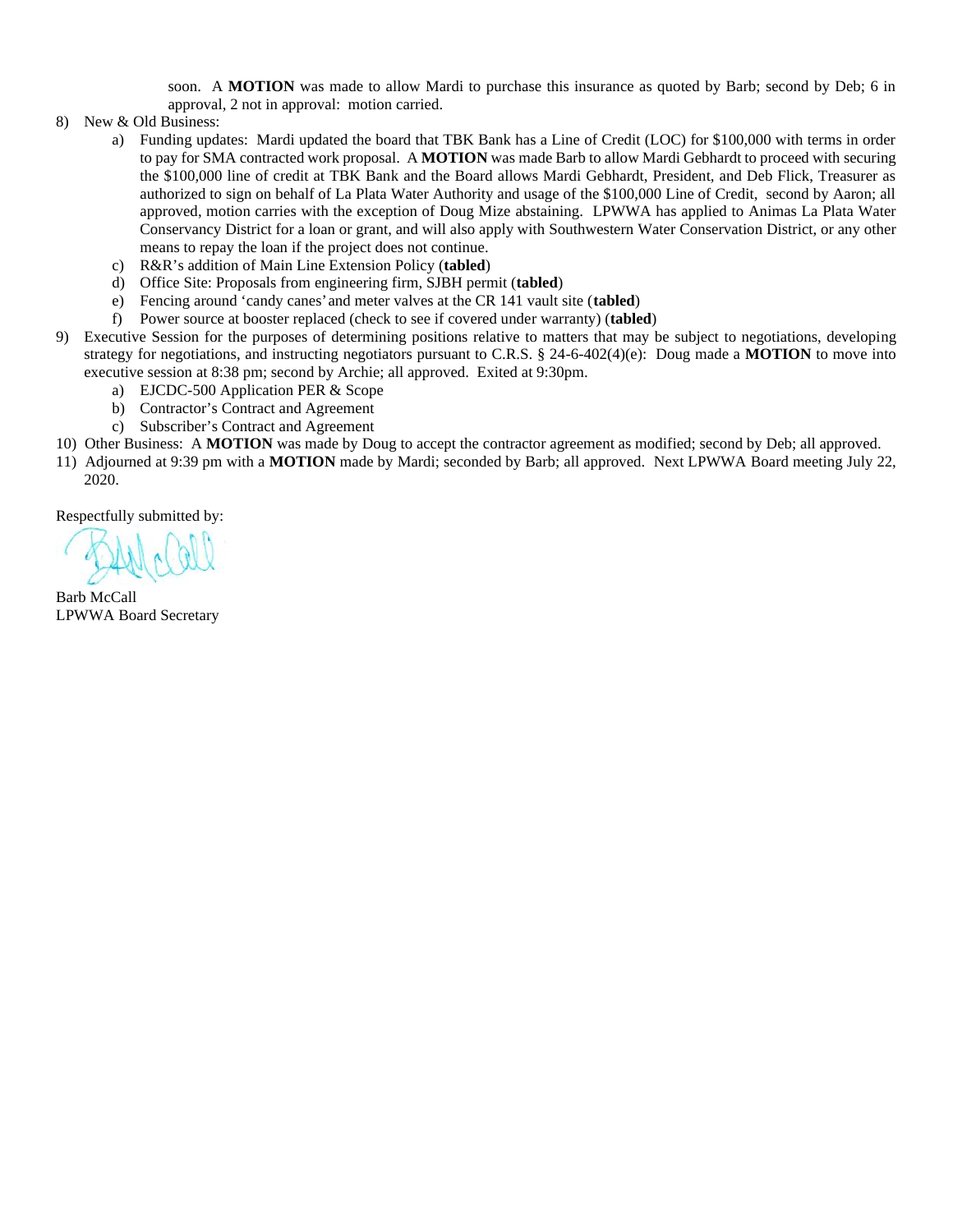soon. A **MOTION** was made to allow Mardi to purchase this insurance as quoted by Barb; second by Deb; 6 in approval, 2 not in approval: motion carried.

8) New & Old Business:
   a) Funding updates: Mardi updated the board that TBK Bank has a Line of Credit (LOC) for $100,000 with terms in order to pay for SMA contracted work proposal. A **MOTION** was made Barb to allow Mardi Gebhardt to proceed with securing the $100,000 line of credit at TBK Bank and the Board allows Mardi Gebhardt, President, and Deb Flick, Treasurer as authorized to sign on behalf of La Plata Water Authority and usage of the $100,000 Line of Credit, second by Aaron; all approved, motion carries with the exception of Doug Mize abstaining. LPWWA has applied to Animas La Plata Water Conservancy District for a loan or grant, and will also apply with Southwestern Water Conservation District, or any other means to repay the loan if the project does not continue.
   c) R&R's addition of Main Line Extension Policy (**tabled**)
   d) Office Site: Proposals from engineering firm, SJBH permit (**tabled**)
   e) Fencing around 'candy canes' and meter valves at the CR 141 vault site (**tabled**)
   f) Power source at booster replaced (check to see if covered under warranty) (**tabled**)

9) Executive Session for the purposes of determining positions relative to matters that may be subject to negotiations, developing strategy for negotiations, and instructing negotiators pursuant to C.R.S. § 24-6-402(4)(e): Doug made a **MOTION** to move into executive session at 8:38 pm; second by Archie; all approved. Exited at 9:30pm.
   a) EJCDC-500 Application PER & Scope
   b) Contractor's Contract and Agreement
   c) Subscriber's Contract and Agreement

10) Other Business: A **MOTION** was made by Doug to accept the contractor agreement as modified; second by Deb; all approved.

11) Adjourned at 9:39 pm with a **MOTION** made by Mardi; seconded by Barb; all approved. Next LPWWA Board meeting July 22, 2020.

Respectfully submitted by:

Barb McCall
LPWWA Board Secretary